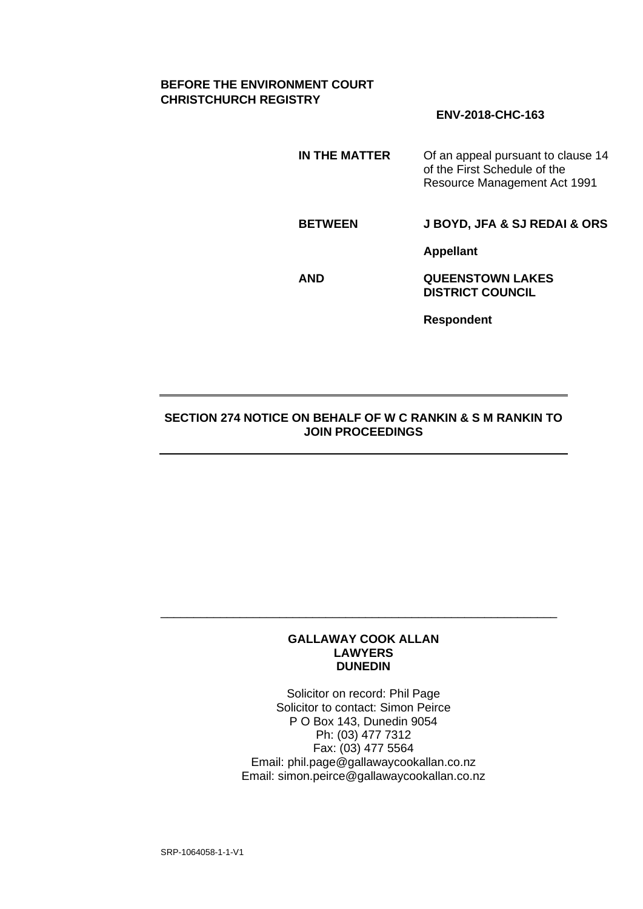**BEFORE THE ENVIRONMENT COURT**
**CHRISTCHURCH REGISTRY**

**ENV-2018-CHC-163**

| | |
|---|---|
| **IN THE MATTER** | Of an appeal pursuant to clause 14 of the First Schedule of the Resource Management Act 1991 |
| **BETWEEN** | **J BOYD, JFA & SJ REDAI & ORS** |
| | **Appellant** |
| **AND** | **QUEENSTOWN LAKES DISTRICT COUNCIL** |
| | **Respondent** |

---

**SECTION 274 NOTICE ON BEHALF OF W C RANKIN & S M RANKIN TO JOIN PROCEEDINGS**

---

**GALLAWAY COOK ALLAN**
**LAWYERS**
**DUNEDIN**

Solicitor on record: Phil Page
Solicitor to contact: Simon Peirce
P O Box 143, Dunedin 9054
Ph: (03) 477 7312
Fax: (03) 477 5564
Email: phil.page@gallawaycookallan.co.nz
Email: simon.peirce@gallawaycookallan.co.nz

SRP-1064058-1-1-V1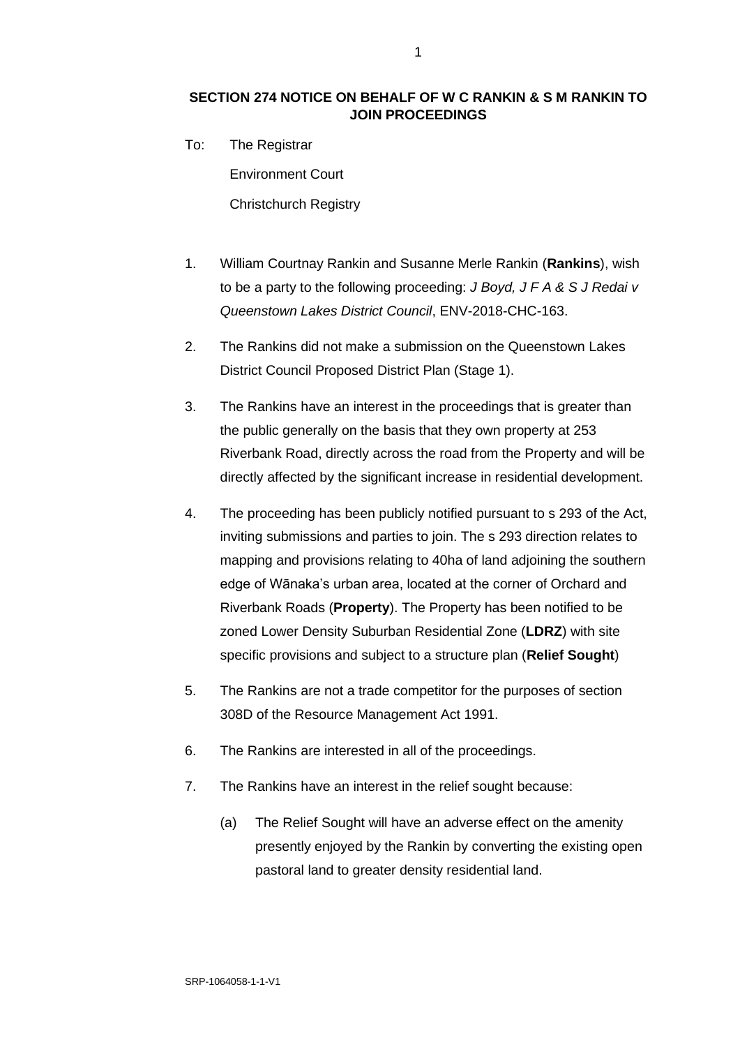**SECTION 274 NOTICE ON BEHALF OF W C RANKIN & S M RANKIN TO JOIN PROCEEDINGS**

To: The Registrar

Environment Court

Christchurch Registry

1. William Courtnay Rankin and Susanne Merle Rankin (**Rankins**), wish to be a party to the following proceeding: *J Boyd, J F A & S J Redai v Queenstown Lakes District Council*, ENV-2018-CHC-163.

2. The Rankins did not make a submission on the Queenstown Lakes District Council Proposed District Plan (Stage 1).

3. The Rankins have an interest in the proceedings that is greater than the public generally on the basis that they own property at 253 Riverbank Road, directly across the road from the Property and will be directly affected by the significant increase in residential development.

4. The proceeding has been publicly notified pursuant to s 293 of the Act, inviting submissions and parties to join. The s 293 direction relates to mapping and provisions relating to 40ha of land adjoining the southern edge of Wānaka's urban area, located at the corner of Orchard and Riverbank Roads (**Property**). The Property has been notified to be zoned Lower Density Suburban Residential Zone (**LDRZ**) with site specific provisions and subject to a structure plan (**Relief Sought**)

5. The Rankins are not a trade competitor for the purposes of section 308D of the Resource Management Act 1991.

6. The Rankins are interested in all of the proceedings.

7. The Rankins have an interest in the relief sought because:

   (a) The Relief Sought will have an adverse effect on the amenity presently enjoyed by the Rankin by converting the existing open pastoral land to greater density residential land.

SRP-1064058-1-1-V1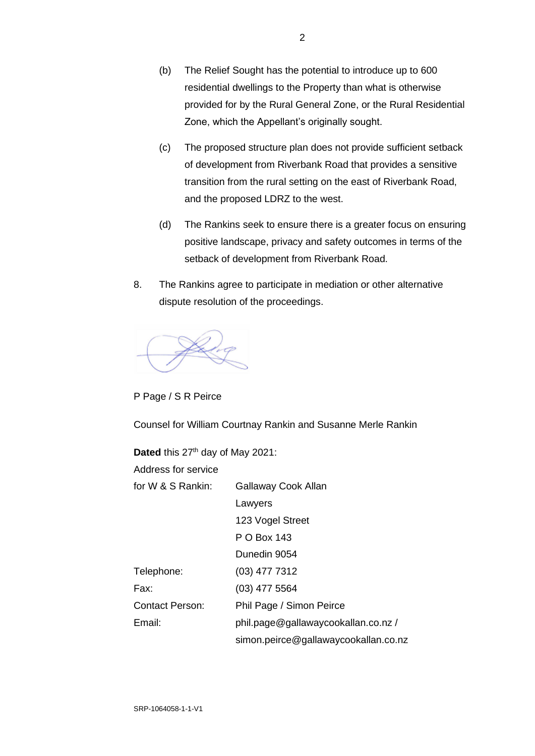(b) The Relief Sought has the potential to introduce up to 600 residential dwellings to the Property than what is otherwise provided for by the Rural General Zone, or the Rural Residential Zone, which the Appellant's originally sought.

(c) The proposed structure plan does not provide sufficient setback of development from Riverbank Road that provides a sensitive transition from the rural setting on the east of Riverbank Road, and the proposed LDRZ to the west.

(d) The Rankins seek to ensure there is a greater focus on ensuring positive landscape, privacy and safety outcomes in terms of the setback of development from Riverbank Road.

8. The Rankins agree to participate in mediation or other alternative dispute resolution of the proceedings.

P Page / S R Peirce

Counsel for William Courtnay Rankin and Susanne Merle Rankin

**Dated** this 27th day of May 2021:

| | |
|---|---|
| Address for service for W & S Rankin: | Gallaway Cook Allan Lawyers<br>123 Vogel Street<br>P O Box 143<br>Dunedin 9054 |
| Telephone: | (03) 477 7312 |
| Fax: | (03) 477 5564 |
| Contact Person: | Phil Page / Simon Peirce |
| Email: | phil.page@gallawaycookallan.co.nz /<br>simon.peirce@gallawaycookallan.co.nz |

SRP-1064058-1-1-V1